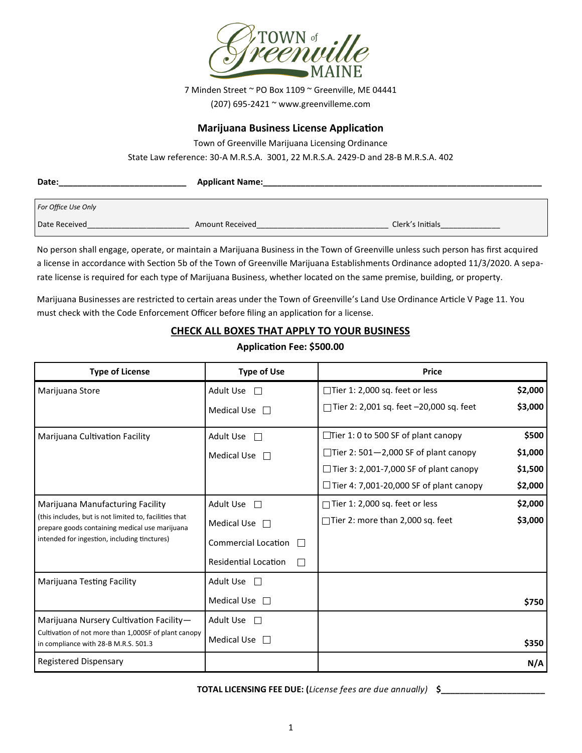TOWN of Greenville MAINE

7 Minden Street ~ PO Box 1109 ~ Greenville, ME 04441

(207) 695-2421 ~ www.greenvilleme.com

## Marijuana Business License Application

Town of Greenville Marijuana Licensing Ordinance

State Law reference: 30-A M.R.S.A. 3001, 22 M.R.S.A. 2429-D and 28-B M.R.S.A. 402

**Date:**___________________________ **Applicant Name:**___________________________________________________________

*For Office Use Only*

Date Received______________________ Amount Received____________________________ Clerk's Initials_____________

No person shall engage, operate, or maintain a Marijuana Business in the Town of Greenville unless such person has first acquired a license in accordance with Section 5b of the Town of Greenville Marijuana Establishments Ordinance adopted 11/3/2020. A separate license is required for each type of Marijuana Business, whether located on the same premise, building, or property.

Marijuana Businesses are restricted to certain areas under the Town of Greenville's Land Use Ordinance Article V Page 11. You must check with the Code Enforcement Officer before filing an application for a license.

### CHECK ALL BOXES THAT APPLY TO YOUR BUSINESS

**Application Fee: $500.00**

| Type of License | Type of Use | Price | |
|---|---|---|---|
| Marijuana Store | Adult Use ☐ | ☐Tier 1: 2,000 sq. feet or less | **$2,000** |
| | Medical Use ☐ | ☐Tier 2: 2,001 sq. feet –20,000 sq. feet | **$3,000** |
| Marijuana Cultivation Facility | Adult Use ☐ | ☐Tier 1: 0 to 500 SF of plant canopy | **$500** |
| | Medical Use ☐ | ☐Tier 2: 501—2,000 SF of plant canopy | **$1,000** |
| | | ☐Tier 3: 2,001-7,000 SF of plant canopy | **$1,500** |
| | | ☐Tier 4: 7,001-20,000 SF of plant canopy | **$2,000** |
| Marijuana Manufacturing Facility (this includes, but is not limited to, facilities that prepare goods containing medical use marijuana intended for ingestion, including tinctures) | Adult Use ☐ | ☐Tier 1: 2,000 sq. feet or less | **$2,000** |
| | Medical Use ☐ | ☐Tier 2: more than 2,000 sq. feet | **$3,000** |
| | Commercial Location ☐ | | |
| | Residential Location ☐ | | |
| Marijuana Testing Facility | Adult Use ☐ | | |
| | Medical Use ☐ | | **$750** |
| Marijuana Nursery Cultivation Facility— Cultivation of not more than 1,000SF of plant canopy in compliance with 28-B M.R.S. 501.3 | Adult Use ☐ | | |
| | Medical Use ☐ | | **$350** |
| Registered Dispensary | | | **N/A** |

**TOTAL LICENSING FEE DUE: (***License fees are due annually***) $**_____________________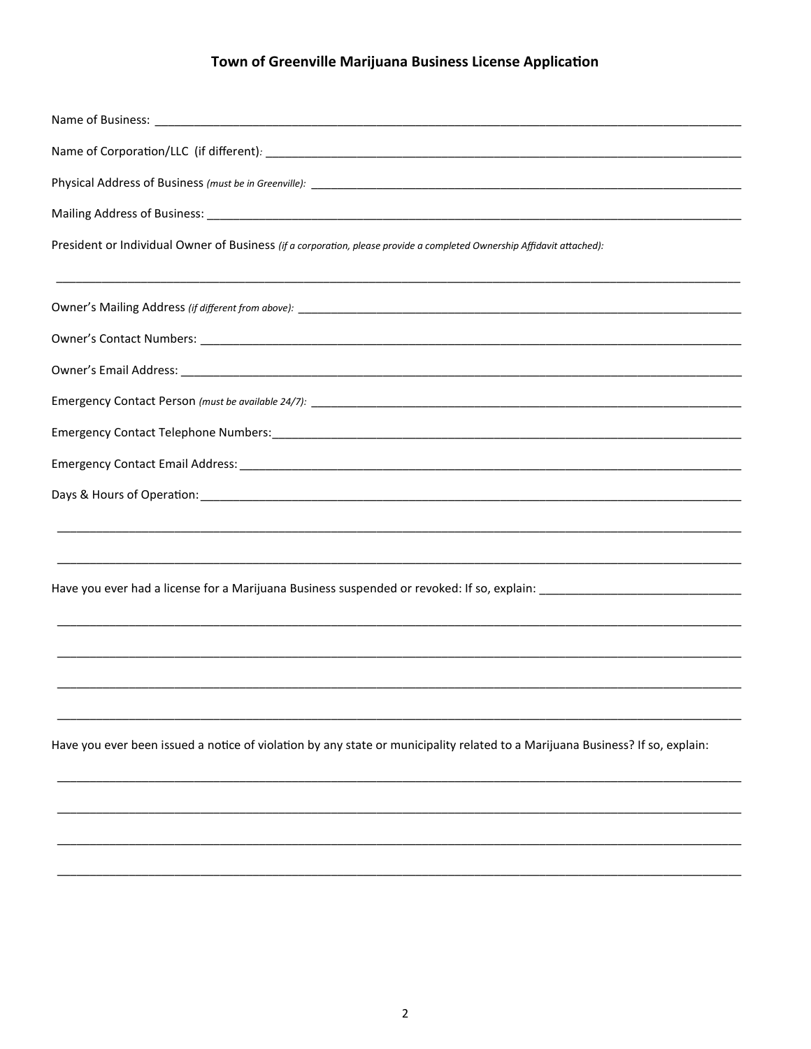## Town of Greenville Marijuana Business License Application

Name of Business: ___________________________________________________________________________

Name of Corporation/LLC (if different)*:* ______________________________________________________________

Physical Address of Business *(must be in Greenville):* _____________________________________________________

Mailing Address of Business: _____________________________________________________________________

President or Individual Owner of Business *(if a corporation, please provide a completed Ownership Affidavit attached):*

_____________________________________________________________________________________________

Owner's Mailing Address *(if different from above):* ____________________________________________________

Owner's Contact Numbers: ________________________________________________________________________

Owner's Email Address: __________________________________________________________________________

Emergency Contact Person *(must be available 24/7):* _______________________________________________________

Emergency Contact Telephone Numbers: ______________________________________________________________

Emergency Contact Email Address: _________________________________________________________________

Days & Hours of Operation: _______________________________________________________________________

_____________________________________________________________________________________________

_____________________________________________________________________________________________

Have you ever had a license for a Marijuana Business suspended or revoked: If so, explain: _______________________

_____________________________________________________________________________________________

_____________________________________________________________________________________________

_____________________________________________________________________________________________

_____________________________________________________________________________________________

Have you ever been issued a notice of violation by any state or municipality related to a Marijuana Business? If so, explain:

_____________________________________________________________________________________________

_____________________________________________________________________________________________

_____________________________________________________________________________________________

_____________________________________________________________________________________________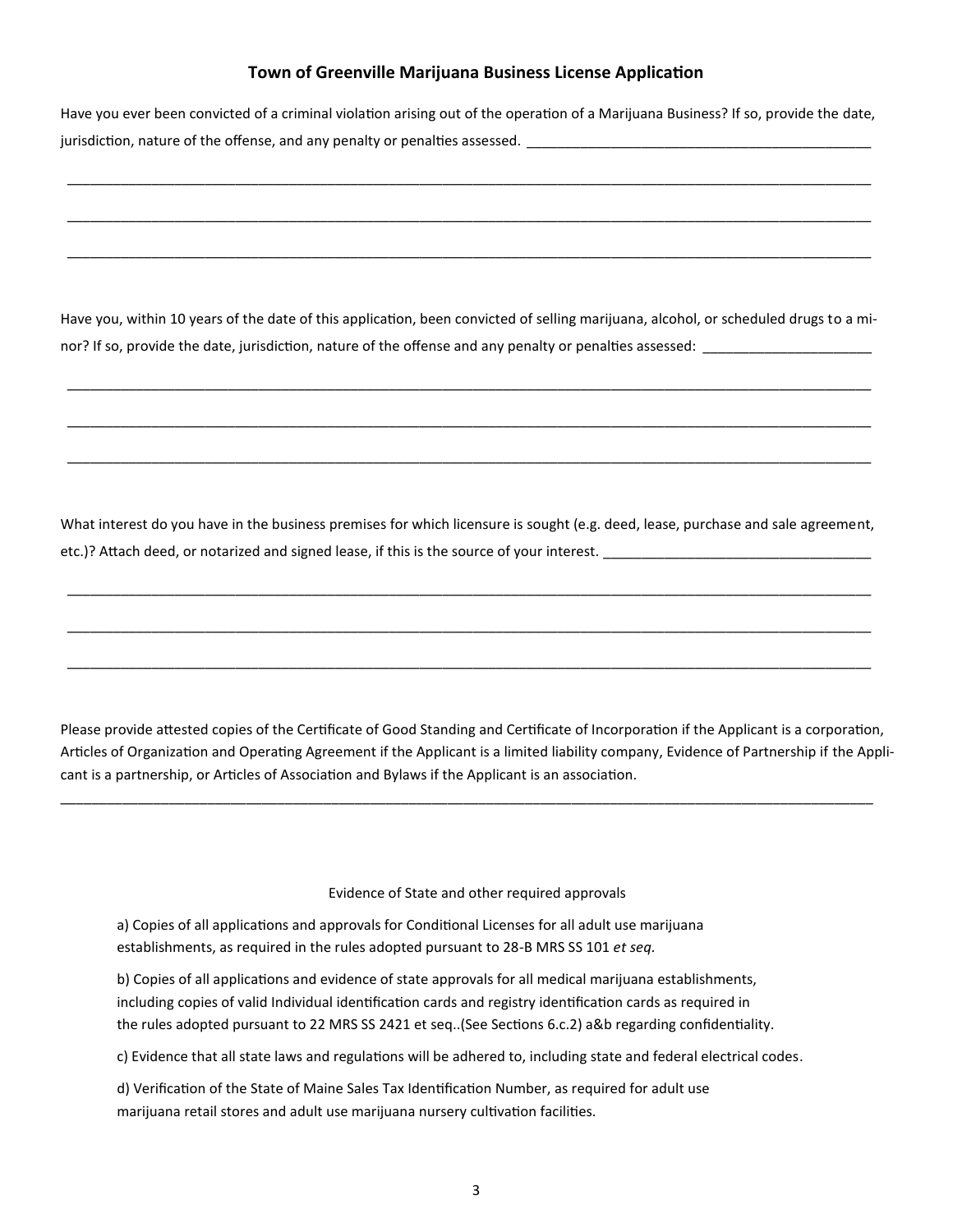## Town of Greenville Marijuana Business License Application

Have you ever been convicted of a criminal violation arising out of the operation of a Marijuana Business? If so, provide the date, jurisdiction, nature of the offense, and any penalty or penalties assessed. ______________________________________________

____________________________________________________________________________________________________

____________________________________________________________________________________________________

____________________________________________________________________________________________________

Have you, within 10 years of the date of this application, been convicted of selling marijuana, alcohol, or scheduled drugs to a minor? If so, provide the date, jurisdiction, nature of the offense and any penalty or penalties assessed: ______________________

____________________________________________________________________________________________________

____________________________________________________________________________________________________

____________________________________________________________________________________________________

What interest do you have in the business premises for which licensure is sought (e.g. deed, lease, purchase and sale agreement, etc.)? Attach deed, or notarized and signed lease, if this is the source of your interest. ___________________________________

____________________________________________________________________________________________________

____________________________________________________________________________________________________

____________________________________________________________________________________________________

Please provide attested copies of the Certificate of Good Standing and Certificate of Incorporation if the Applicant is a corporation, Articles of Organization and Operating Agreement if the Applicant is a limited liability company, Evidence of Partnership if the Applicant is a partnership, or Articles of Association and Bylaws if the Applicant is an association.

____________________________________________________________________________________________________

Evidence of State and other required approvals

a) Copies of all applications and approvals for Conditional Licenses for all adult use marijuana establishments, as required in the rules adopted pursuant to 28-B MRS SS 101 *et seq.*

b) Copies of all applications and evidence of state approvals for all medical marijuana establishments, including copies of valid Individual identification cards and registry identification cards as required in the rules adopted pursuant to 22 MRS SS 2421 et seq..(See Sections 6.c.2) a&b regarding confidentiality.

c) Evidence that all state laws and regulations will be adhered to, including state and federal electrical codes.

d) Verification of the State of Maine Sales Tax Identification Number, as required for adult use marijuana retail stores and adult use marijuana nursery cultivation facilities.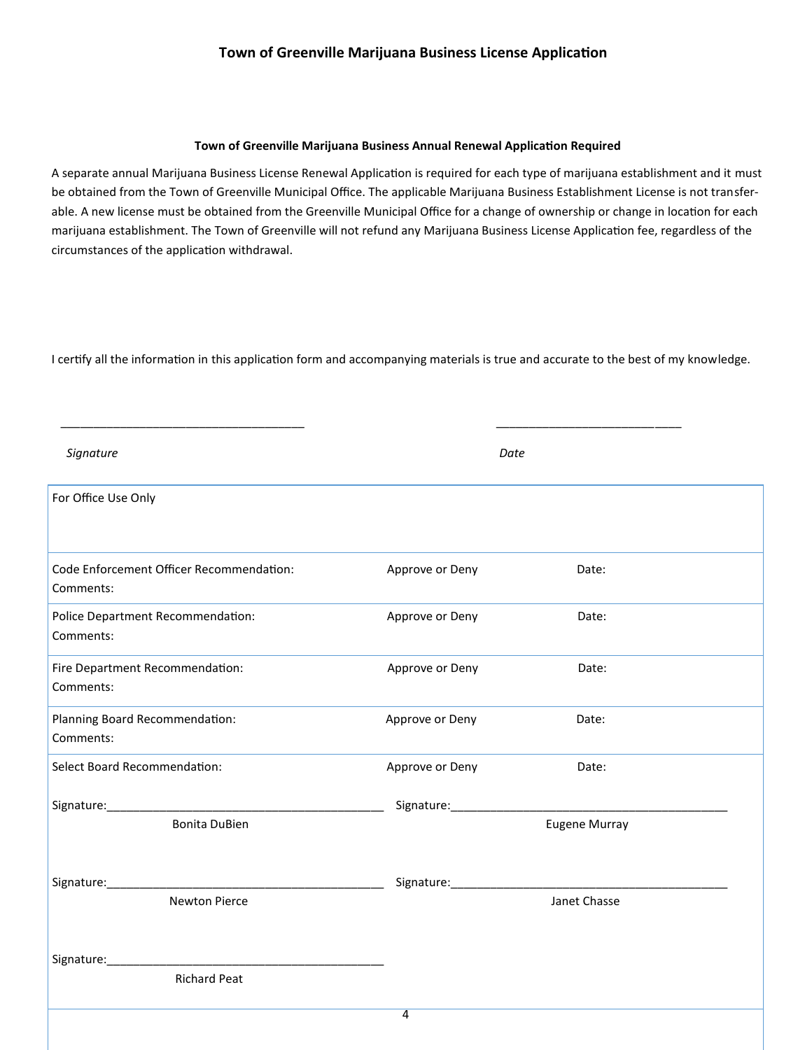## Town of Greenville Marijuana Business License Application

### Town of Greenville Marijuana Business Annual Renewal Application Required

A separate annual Marijuana Business License Renewal Application is required for each type of marijuana establishment and it must be obtained from the Town of Greenville Municipal Office. The applicable Marijuana Business Establishment License is not transferable. A new license must be obtained from the Greenville Municipal Office for a change of ownership or change in location for each marijuana establishment. The Town of Greenville will not refund any Marijuana Business License Application fee, regardless of the circumstances of the application withdrawal.

I certify all the information in this application form and accompanying materials is true and accurate to the best of my knowledge.

_____________________________________ ____________________________

*Signature* *Date*

| For Office Use Only | | |
|---|---|---|
| Code Enforcement Officer Recommendation:<br>Comments: | Approve or Deny | Date: |
| Police Department Recommendation:<br>Comments: | Approve or Deny | Date: |
| Fire Department Recommendation:<br>Comments: | Approve or Deny | Date: |
| Planning Board Recommendation:<br>Comments: | Approve or Deny | Date: |
| Select Board Recommendation: | Approve or Deny | Date: |

Signature:__________________________________________
Bonita DuBien

Signature:__________________________________________
Eugene Murray

Signature:__________________________________________
Newton Pierce

Signature:__________________________________________
Janet Chasse

Signature:__________________________________________
Richard Peat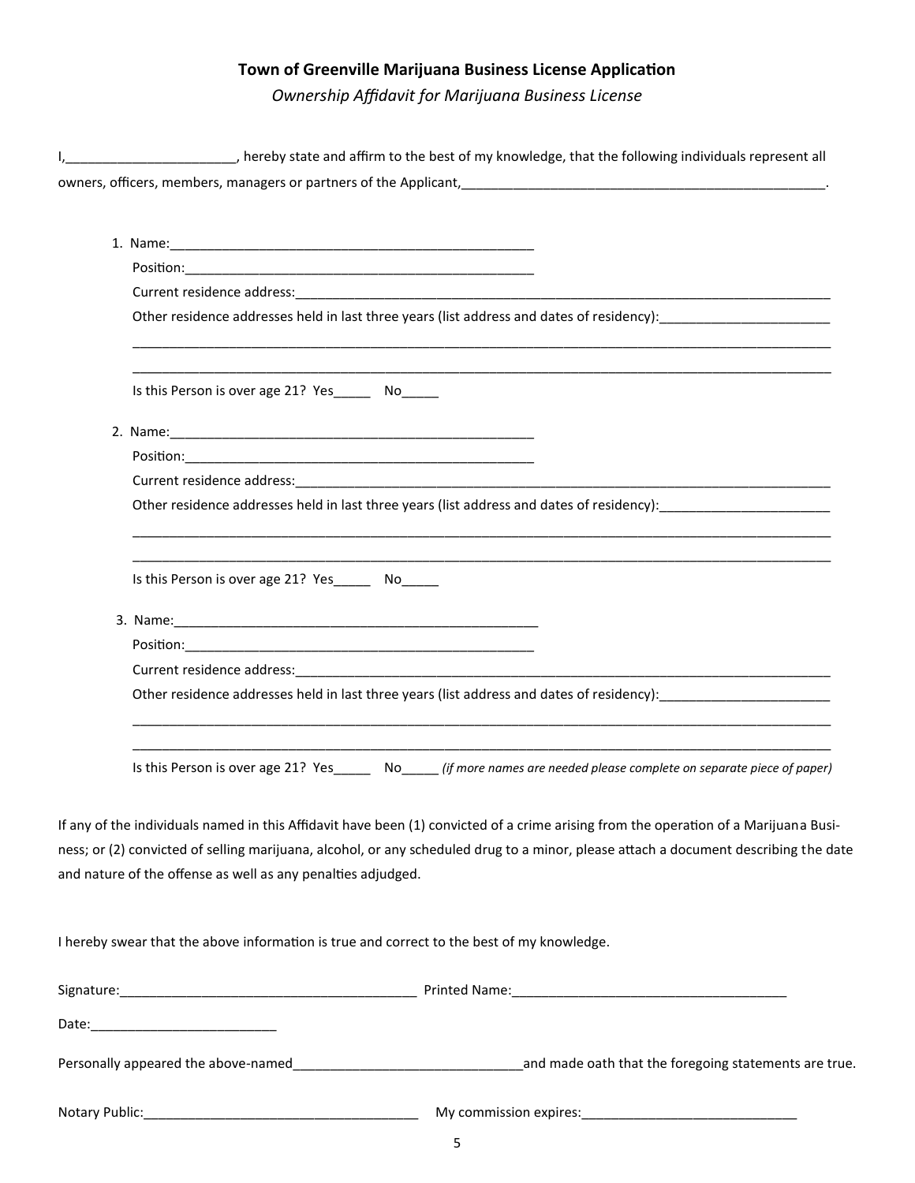**Town of Greenville Marijuana Business License Application**

*Ownership Affidavit for Marijuana Business License*

I,______________________, hereby state and affirm to the best of my knowledge, that the following individuals represent all owners, officers, members, managers or partners of the Applicant,__________________________________________________.

1. Name:_______________________________________________
   Position:_______________________________________________
   Current residence address:__________________________________________________________________________
   Other residence addresses held in last three years (list address and dates of residency):______________________
   ___________________________________________________________________________________________________
   ___________________________________________________________________________________________________
   Is this Person is over age 21? Yes_____ No_____

2. Name:_______________________________________________
   Position:_______________________________________________
   Current residence address:__________________________________________________________________________
   Other residence addresses held in last three years (list address and dates of residency):______________________
   ___________________________________________________________________________________________________
   ___________________________________________________________________________________________________
   Is this Person is over age 21? Yes_____ No_____

3. Name:_______________________________________________
   Position:_______________________________________________
   Current residence address:__________________________________________________________________________
   Other residence addresses held in last three years (list address and dates of residency):______________________
   ___________________________________________________________________________________________________
   ___________________________________________________________________________________________________
   Is this Person is over age 21? Yes_____ No_____ *(if more names are needed please complete on separate piece of paper)*

If any of the individuals named in this Affidavit have been (1) convicted of a crime arising from the operation of a Marijuana Business; or (2) convicted of selling marijuana, alcohol, or any scheduled drug to a minor, please attach a document describing the date and nature of the offense as well as any penalties adjudged.

I hereby swear that the above information is true and correct to the best of my knowledge.

Signature:_______________________________________ Printed Name:_____________________________________

Date:_________________________

Personally appeared the above-named______________________________and made oath that the foregoing statements are true.

Notary Public:____________________________________ My commission expires:_____________________________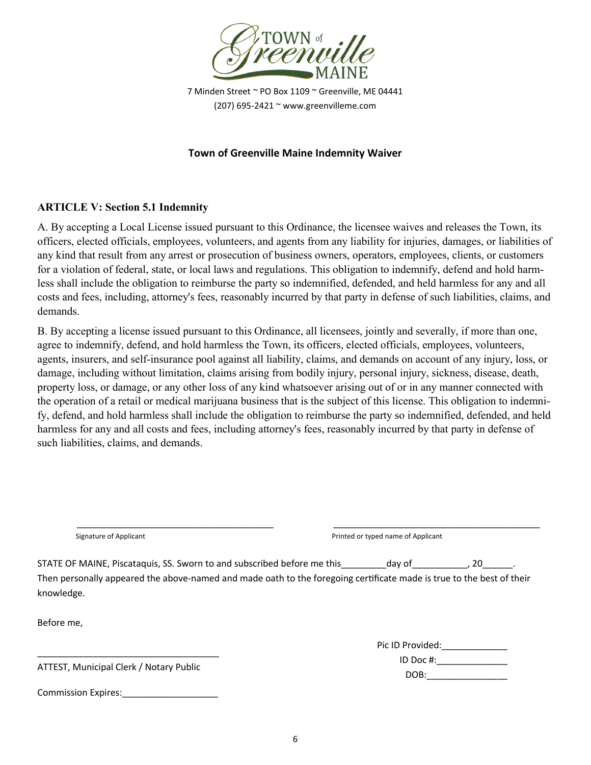TOWN of Greenville MAINE

7 Minden Street ~ PO Box 1109 ~ Greenville, ME 04441

(207) 695-2421 ~ www.greenvilleme.com

## Town of Greenville Maine Indemnity Waiver

### ARTICLE V: Section 5.1 Indemnity

A. By accepting a Local License issued pursuant to this Ordinance, the licensee waives and releases the Town, its officers, elected officials, employees, volunteers, and agents from any liability for injuries, damages, or liabilities of any kind that result from any arrest or prosecution of business owners, operators, employees, clients, or customers for a violation of federal, state, or local laws and regulations. This obligation to indemnify, defend and hold harmless shall include the obligation to reimburse the party so indemnified, defended, and held harmless for any and all costs and fees, including, attorney's fees, reasonably incurred by that party in defense of such liabilities, claims, and demands.

B. By accepting a license issued pursuant to this Ordinance, all licensees, jointly and severally, if more than one, agree to indemnify, defend, and hold harmless the Town, its officers, elected officials, employees, volunteers, agents, insurers, and self-insurance pool against all liability, claims, and demands on account of any injury, loss, or damage, including without limitation, claims arising from bodily injury, personal injury, sickness, disease, death, property loss, or damage, or any other loss of any kind whatsoever arising out of or in any manner connected with the operation of a retail or medical marijuana business that is the subject of this license. This obligation to indemnify, defend, and hold harmless shall include the obligation to reimburse the party so indemnified, defended, and held harmless for any and all costs and fees, including attorney's fees, reasonably incurred by that party in defense of such liabilities, claims, and demands.

_______________________________________ Signature of Applicant

_______________________________________ Printed or typed name of Applicant

STATE OF MAINE, Piscataquis, SS. Sworn to and subscribed before me this_________day of___________, 20______. Then personally appeared the above-named and made oath to the foregoing certificate made is true to the best of their knowledge.

Before me,

_____________________________________

ATTEST, Municipal Clerk / Notary Public

Commission Expires:___________________

Pic ID Provided:_____________

ID Doc #:______________

DOB:________________